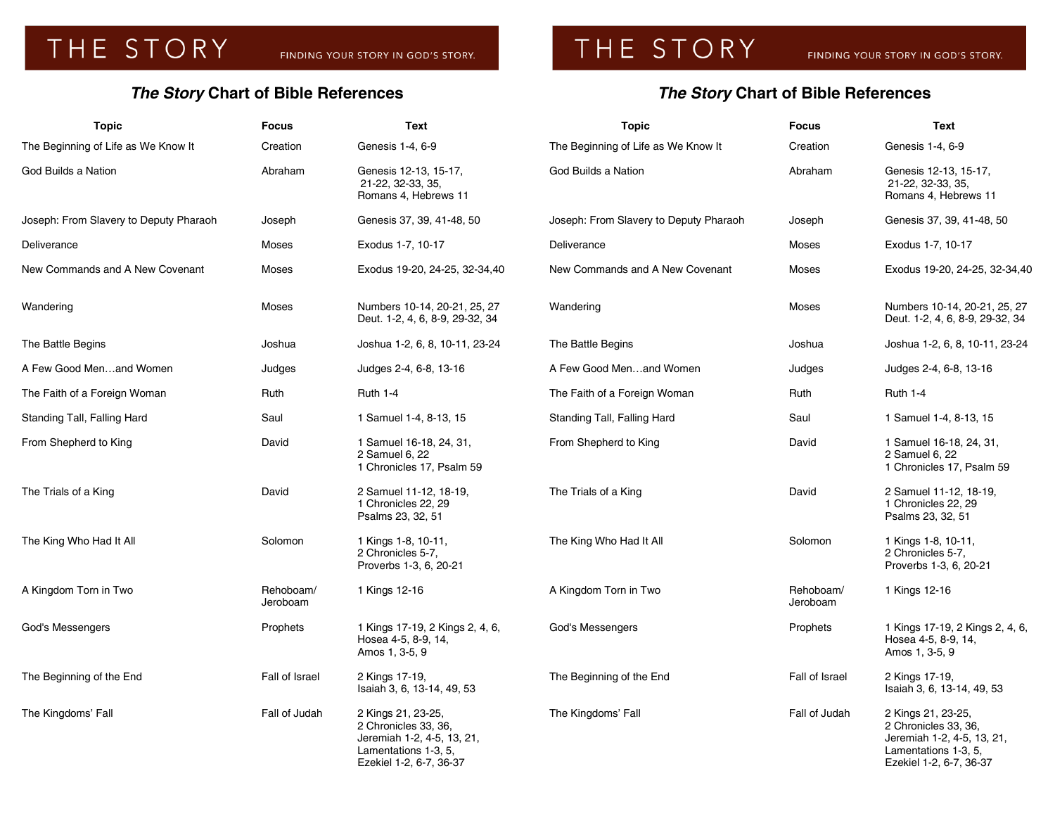# THE STORY

FINDING YOUR STORY IN GOD'S STORY.

## *The Story* Chart of Bible References

| Topic | Focus | Text |
|---|---|---|
| The Beginning of Life as We Know It | Creation | Genesis 1-4, 6-9 |
| God Builds a Nation | Abraham | Genesis 12-13, 15-17, 21-22, 32-33, 35, Romans 4, Hebrews 11 |
| Joseph: From Slavery to Deputy Pharaoh | Joseph | Genesis 37, 39, 41-48, 50 |
| Deliverance | Moses | Exodus 1-7, 10-17 |
| New Commands and A New Covenant | Moses | Exodus 19-20, 24-25, 32-34,40 |
| Wandering | Moses | Numbers 10-14, 20-21, 25, 27<br>Deut. 1-2, 4, 6, 8-9, 29-32, 34 |
| The Battle Begins | Joshua | Joshua 1-2, 6, 8, 10-11, 23-24 |
| A Few Good Men…and Women | Judges | Judges 2-4, 6-8, 13-16 |
| The Faith of a Foreign Woman | Ruth | Ruth 1-4 |
| Standing Tall, Falling Hard | Saul | 1 Samuel 1-4, 8-13, 15 |
| From Shepherd to King | David | 1 Samuel 16-18, 24, 31,<br>2 Samuel 6, 22<br>1 Chronicles 17, Psalm 59 |
| The Trials of a King | David | 2 Samuel 11-12, 18-19,<br>1 Chronicles 22, 29<br>Psalms 23, 32, 51 |
| The King Who Had It All | Solomon | 1 Kings 1-8, 10-11,<br>2 Chronicles 5-7,<br>Proverbs 1-3, 6, 20-21 |
| A Kingdom Torn in Two | Rehoboam/ Jeroboam | 1 Kings 12-16 |
| God's Messengers | Prophets | 1 Kings 17-19, 2 Kings 2, 4, 6,<br>Hosea 4-5, 8-9, 14,<br>Amos 1, 3-5, 9 |
| The Beginning of the End | Fall of Israel | 2 Kings 17-19,<br>Isaiah 3, 6, 13-14, 49, 53 |
| The Kingdoms' Fall | Fall of Judah | 2 Kings 21, 23-25,<br>2 Chronicles 33, 36,<br>Jeremiah 1-2, 4-5, 13, 21,<br>Lamentations 1-3, 5,<br>Ezekiel 1-2, 6-7, 36-37 |

# THE STORY

FINDING YOUR STORY IN GOD'S STORY.

## *The Story* Chart of Bible References

| Topic | Focus | Text |
|---|---|---|
| The Beginning of Life as We Know It | Creation | Genesis 1-4, 6-9 |
| God Builds a Nation | Abraham | Genesis 12-13, 15-17, 21-22, 32-33, 35, Romans 4, Hebrews 11 |
| Joseph: From Slavery to Deputy Pharaoh | Joseph | Genesis 37, 39, 41-48, 50 |
| Deliverance | Moses | Exodus 1-7, 10-17 |
| New Commands and A New Covenant | Moses | Exodus 19-20, 24-25, 32-34,40 |
| Wandering | Moses | Numbers 10-14, 20-21, 25, 27<br>Deut. 1-2, 4, 6, 8-9, 29-32, 34 |
| The Battle Begins | Joshua | Joshua 1-2, 6, 8, 10-11, 23-24 |
| A Few Good Men…and Women | Judges | Judges 2-4, 6-8, 13-16 |
| The Faith of a Foreign Woman | Ruth | Ruth 1-4 |
| Standing Tall, Falling Hard | Saul | 1 Samuel 1-4, 8-13, 15 |
| From Shepherd to King | David | 1 Samuel 16-18, 24, 31,<br>2 Samuel 6, 22<br>1 Chronicles 17, Psalm 59 |
| The Trials of a King | David | 2 Samuel 11-12, 18-19,<br>1 Chronicles 22, 29<br>Psalms 23, 32, 51 |
| The King Who Had It All | Solomon | 1 Kings 1-8, 10-11,<br>2 Chronicles 5-7,<br>Proverbs 1-3, 6, 20-21 |
| A Kingdom Torn in Two | Rehoboam/ Jeroboam | 1 Kings 12-16 |
| God's Messengers | Prophets | 1 Kings 17-19, 2 Kings 2, 4, 6,<br>Hosea 4-5, 8-9, 14,<br>Amos 1, 3-5, 9 |
| The Beginning of the End | Fall of Israel | 2 Kings 17-19,<br>Isaiah 3, 6, 13-14, 49, 53 |
| The Kingdoms' Fall | Fall of Judah | 2 Kings 21, 23-25,<br>2 Chronicles 33, 36,<br>Jeremiah 1-2, 4-5, 13, 21,<br>Lamentations 1-3, 5,<br>Ezekiel 1-2, 6-7, 36-37 |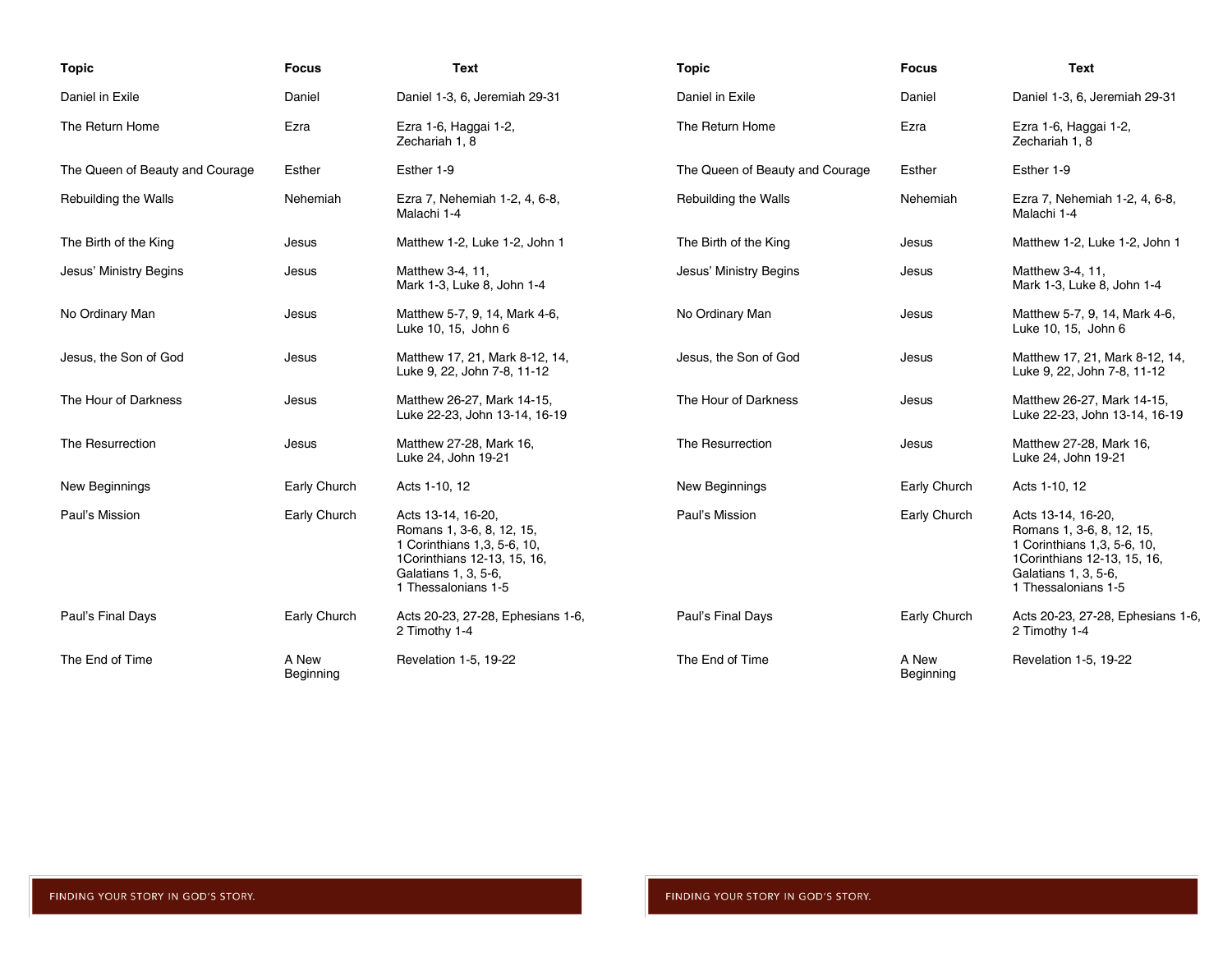| Topic | Focus | Text |
| --- | --- | --- |
| Daniel in Exile | Daniel | Daniel 1-3, 6, Jeremiah 29-31 |
| The Return Home | Ezra | Ezra 1-6, Haggai 1-2, Zechariah 1, 8 |
| The Queen of Beauty and Courage | Esther | Esther 1-9 |
| Rebuilding the Walls | Nehemiah | Ezra 7, Nehemiah 1-2, 4, 6-8, Malachi 1-4 |
| The Birth of the King | Jesus | Matthew 1-2, Luke 1-2, John 1 |
| Jesus' Ministry Begins | Jesus | Matthew 3-4, 11, Mark 1-3, Luke 8, John 1-4 |
| No Ordinary Man | Jesus | Matthew 5-7, 9, 14, Mark 4-6, Luke 10, 15, John 6 |
| Jesus, the Son of God | Jesus | Matthew 17, 21, Mark 8-12, 14, Luke 9, 22, John 7-8, 11-12 |
| The Hour of Darkness | Jesus | Matthew 26-27, Mark 14-15, Luke 22-23, John 13-14, 16-19 |
| The Resurrection | Jesus | Matthew 27-28, Mark 16, Luke 24, John 19-21 |
| New Beginnings | Early Church | Acts 1-10, 12 |
| Paul's Mission | Early Church | Acts 13-14, 16-20, Romans 1, 3-6, 8, 12, 15, 1 Corinthians 1,3, 5-6, 10, 1Corinthians 12-13, 15, 16, Galatians 1, 3, 5-6, 1 Thessalonians 1-5 |
| Paul's Final Days | Early Church | Acts 20-23, 27-28, Ephesians 1-6, 2 Timothy 1-4 |
| The End of Time | A New Beginning | Revelation 1-5, 19-22 |

| Topic | Focus | Text |
| --- | --- | --- |
| Daniel in Exile | Daniel | Daniel 1-3, 6, Jeremiah 29-31 |
| The Return Home | Ezra | Ezra 1-6, Haggai 1-2, Zechariah 1, 8 |
| The Queen of Beauty and Courage | Esther | Esther 1-9 |
| Rebuilding the Walls | Nehemiah | Ezra 7, Nehemiah 1-2, 4, 6-8, Malachi 1-4 |
| The Birth of the King | Jesus | Matthew 1-2, Luke 1-2, John 1 |
| Jesus' Ministry Begins | Jesus | Matthew 3-4, 11, Mark 1-3, Luke 8, John 1-4 |
| No Ordinary Man | Jesus | Matthew 5-7, 9, 14, Mark 4-6, Luke 10, 15, John 6 |
| Jesus, the Son of God | Jesus | Matthew 17, 21, Mark 8-12, 14, Luke 9, 22, John 7-8, 11-12 |
| The Hour of Darkness | Jesus | Matthew 26-27, Mark 14-15, Luke 22-23, John 13-14, 16-19 |
| The Resurrection | Jesus | Matthew 27-28, Mark 16, Luke 24, John 19-21 |
| New Beginnings | Early Church | Acts 1-10, 12 |
| Paul's Mission | Early Church | Acts 13-14, 16-20, Romans 1, 3-6, 8, 12, 15, 1 Corinthians 1,3, 5-6, 10, 1Corinthians 12-13, 15, 16, Galatians 1, 3, 5-6, 1 Thessalonians 1-5 |
| Paul's Final Days | Early Church | Acts 20-23, 27-28, Ephesians 1-6, 2 Timothy 1-4 |
| The End of Time | A New Beginning | Revelation 1-5, 19-22 |